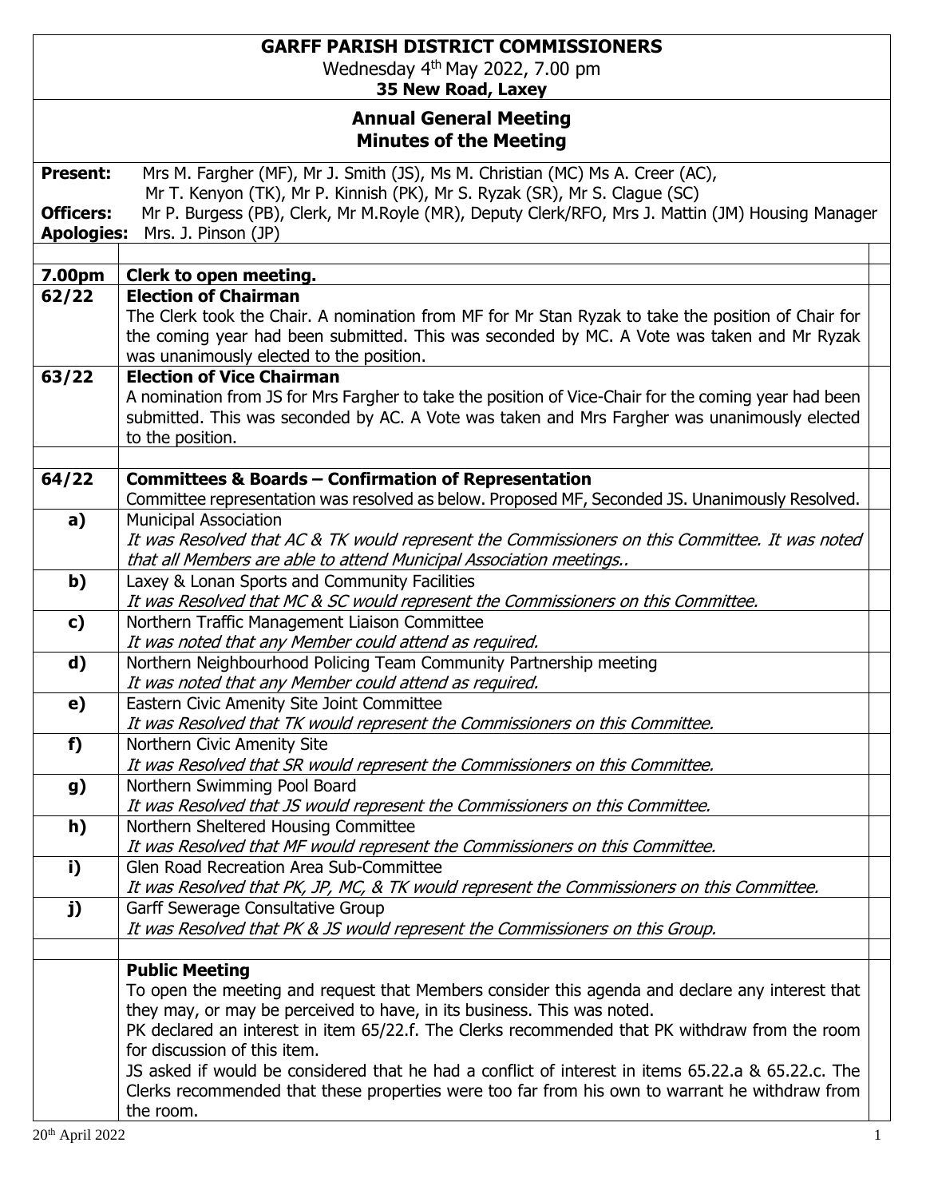# GARFF PARISH DISTRICT COMMISSIONERS

Wednesday 4th May 2022, 7.00 pm

**35 New Road, Laxey**

## Annual General Meeting
## Minutes of the Meeting

**Present:** Mrs M. Fargher (MF), Mr J. Smith (JS), Ms M. Christian (MC) Ms A. Creer (AC), Mr T. Kenyon (TK), Mr P. Kinnish (PK), Mr S. Ryzak (SR), Mr S. Clague (SC)

**Officers:** Mr P. Burgess (PB), Clerk, Mr M.Royle (MR), Deputy Clerk/RFO, Mrs J. Mattin (JM) Housing Manager

**Apologies:** Mrs. J. Pinson (JP)

| | |
|---|---|
| **7.00pm** | **Clerk to open meeting.** |
| **62/22** | **Election of Chairman**<br>The Clerk took the Chair. A nomination from MF for Mr Stan Ryzak to take the position of Chair for the coming year had been submitted. This was seconded by MC. A Vote was taken and Mr Ryzak was unanimously elected to the position. |
| **63/22** | **Election of Vice Chairman**<br>A nomination from JS for Mrs Fargher to take the position of Vice-Chair for the coming year had been submitted. This was seconded by AC. A Vote was taken and Mrs Fargher was unanimously elected to the position. |
| **64/22** | **Committees & Boards – Confirmation of Representation**<br>Committee representation was resolved as below. Proposed MF, Seconded JS. Unanimously Resolved. |
| **a)** | Municipal Association<br>*It was Resolved that AC & TK would represent the Commissioners on this Committee. It was noted that all Members are able to attend Municipal Association meetings..* |
| **b)** | Laxey & Lonan Sports and Community Facilities<br>*It was Resolved that MC & SC would represent the Commissioners on this Committee.* |
| **c)** | Northern Traffic Management Liaison Committee<br>*It was noted that any Member could attend as required.* |
| **d)** | Northern Neighbourhood Policing Team Community Partnership meeting<br>*It was noted that any Member could attend as required.* |
| **e)** | Eastern Civic Amenity Site Joint Committee<br>*It was Resolved that TK would represent the Commissioners on this Committee.* |
| **f)** | Northern Civic Amenity Site<br>*It was Resolved that SR would represent the Commissioners on this Committee.* |
| **g)** | Northern Swimming Pool Board<br>*It was Resolved that JS would represent the Commissioners on this Committee.* |
| **h)** | Northern Sheltered Housing Committee<br>*It was Resolved that MF would represent the Commissioners on this Committee.* |
| **i)** | Glen Road Recreation Area Sub-Committee<br>*It was Resolved that PK, JP, MC, & TK would represent the Commissioners on this Committee.* |
| **j)** | Garff Sewerage Consultative Group<br>*It was Resolved that PK & JS would represent the Commissioners on this Group.* |
| | **Public Meeting**<br>To open the meeting and request that Members consider this agenda and declare any interest that they may, or may be perceived to have, in its business. This was noted.<br>PK declared an interest in item 65/22.f. The Clerks recommended that PK withdraw from the room for discussion of this item.<br>JS asked if would be considered that he had a conflict of interest in items 65.22.a & 65.22.c. The Clerks recommended that these properties were too far from his own to warrant he withdraw from the room. |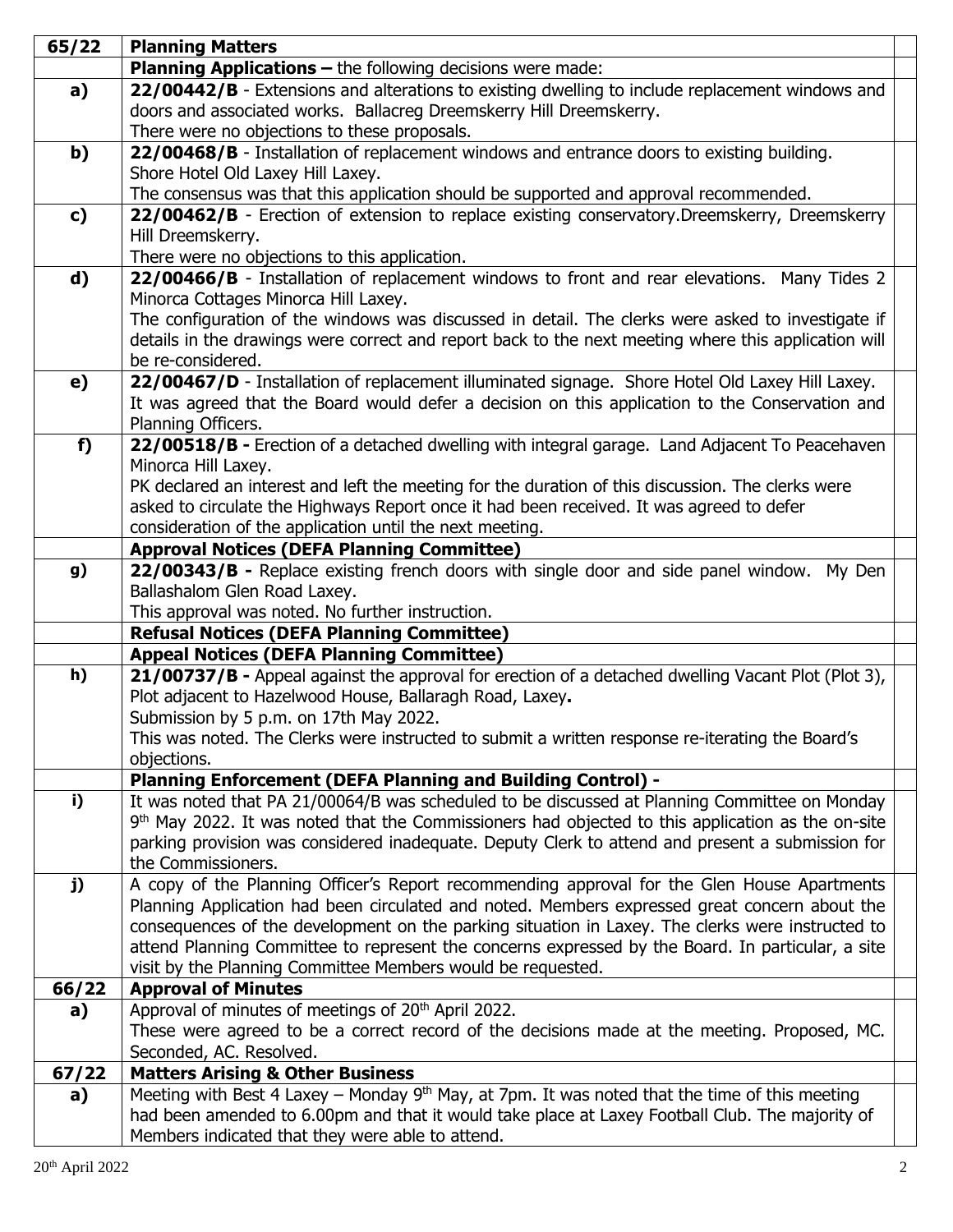| | | |
|---|---|---|
| **65/22** | **Planning Matters** | |
| | **Planning Applications –** the following decisions were made: | |
| **a)** | **22/00442/B** - Extensions and alterations to existing dwelling to include replacement windows and doors and associated works. Ballacreg Dreemskerry Hill Dreemskerry.<br>There were no objections to these proposals. | |
| **b)** | **22/00468/B** - Installation of replacement windows and entrance doors to existing building. Shore Hotel Old Laxey Hill Laxey.<br>The consensus was that this application should be supported and approval recommended. | |
| **c)** | **22/00462/B** - Erection of extension to replace existing conservatory.Dreemskerry, Dreemskerry Hill Dreemskerry.<br>There were no objections to this application. | |
| **d)** | **22/00466/B** - Installation of replacement windows to front and rear elevations. Many Tides 2 Minorca Cottages Minorca Hill Laxey.<br>The configuration of the windows was discussed in detail. The clerks were asked to investigate if details in the drawings were correct and report back to the next meeting where this application will be re-considered. | |
| **e)** | **22/00467/D** - Installation of replacement illuminated signage. Shore Hotel Old Laxey Hill Laxey.<br>It was agreed that the Board would defer a decision on this application to the Conservation and Planning Officers. | |
| **f)** | **22/00518/B -** Erection of a detached dwelling with integral garage. Land Adjacent To Peacehaven Minorca Hill Laxey.<br>PK declared an interest and left the meeting for the duration of this discussion. The clerks were asked to circulate the Highways Report once it had been received. It was agreed to defer consideration of the application until the next meeting. | |
| | **Approval Notices (DEFA Planning Committee)** | |
| **g)** | **22/00343/B -** Replace existing french doors with single door and side panel window. My Den Ballashalom Glen Road Laxey.<br>This approval was noted. No further instruction. | |
| | **Refusal Notices (DEFA Planning Committee)** | |
| | **Appeal Notices (DEFA Planning Committee)** | |
| **h)** | **21/00737/B -** Appeal against the approval for erection of a detached dwelling Vacant Plot (Plot 3), Plot adjacent to Hazelwood House, Ballaragh Road, Laxey**.**<br>Submission by 5 p.m. on 17th May 2022.<br>This was noted. The Clerks were instructed to submit a written response re-iterating the Board's objections. | |
| | **Planning Enforcement (DEFA Planning and Building Control) -** | |
| **i)** | It was noted that PA 21/00064/B was scheduled to be discussed at Planning Committee on Monday 9th May 2022. It was noted that the Commissioners had objected to this application as the on-site parking provision was considered inadequate. Deputy Clerk to attend and present a submission for the Commissioners. | |
| **j)** | A copy of the Planning Officer's Report recommending approval for the Glen House Apartments Planning Application had been circulated and noted. Members expressed great concern about the consequences of the development on the parking situation in Laxey. The clerks were instructed to attend Planning Committee to represent the concerns expressed by the Board. In particular, a site visit by the Planning Committee Members would be requested. | |
| **66/22** | **Approval of Minutes** | |
| **a)** | Approval of minutes of meetings of 20th April 2022.<br>These were agreed to be a correct record of the decisions made at the meeting. Proposed, MC. Seconded, AC. Resolved. | |
| **67/22** | **Matters Arising & Other Business** | |
| **a)** | Meeting with Best 4 Laxey – Monday 9th May, at 7pm. It was noted that the time of this meeting had been amended to 6.00pm and that it would take place at Laxey Football Club. The majority of Members indicated that they were able to attend. | |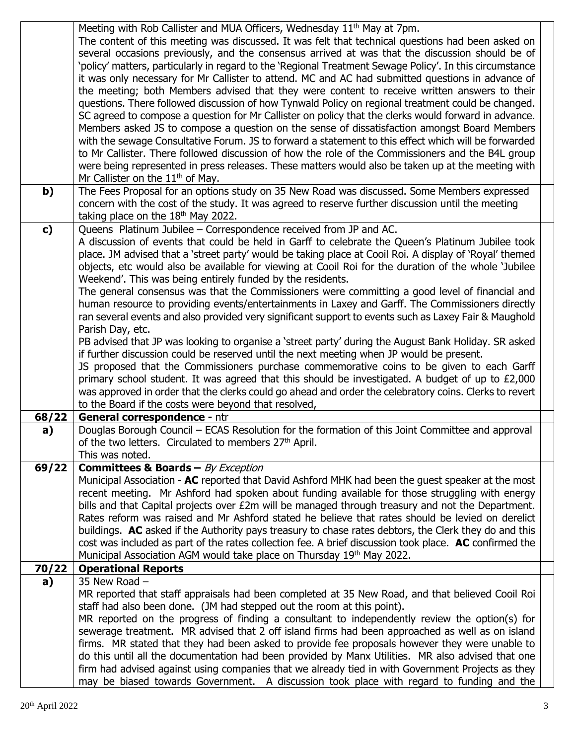| | | |
|---|---|---|
| | Meeting with Rob Callister and MUA Officers, Wednesday 11th May at 7pm. The content of this meeting was discussed. It was felt that technical questions had been asked on several occasions previously, and the consensus arrived at was that the discussion should be of 'policy' matters, particularly in regard to the 'Regional Treatment Sewage Policy'. In this circumstance it was only necessary for Mr Callister to attend. MC and AC had submitted questions in advance of the meeting; both Members advised that they were content to receive written answers to their questions. There followed discussion of how Tynwald Policy on regional treatment could be changed. SC agreed to compose a question for Mr Callister on policy that the clerks would forward in advance. Members asked JS to compose a question on the sense of dissatisfaction amongst Board Members with the sewage Consultative Forum. JS to forward a statement to this effect which will be forwarded to Mr Callister. There followed discussion of how the role of the Commissioners and the B4L group were being represented in press releases. These matters would also be taken up at the meeting with Mr Callister on the 11th of May. | |
| **b)** | The Fees Proposal for an options study on 35 New Road was discussed. Some Members expressed concern with the cost of the study. It was agreed to reserve further discussion until the meeting taking place on the 18th May 2022. | |
| **c)** | Queens Platinum Jubilee – Correspondence received from JP and AC.<br>A discussion of events that could be held in Garff to celebrate the Queen's Platinum Jubilee took place. JM advised that a 'street party' would be taking place at Cooil Roi. A display of 'Royal' themed objects, etc would also be available for viewing at Cooil Roi for the duration of the whole 'Jubilee Weekend'. This was being entirely funded by the residents.<br>The general consensus was that the Commissioners were committing a good level of financial and human resource to providing events/entertainments in Laxey and Garff. The Commissioners directly ran several events and also provided very significant support to events such as Laxey Fair & Maughold Parish Day, etc.<br>PB advised that JP was looking to organise a 'street party' during the August Bank Holiday. SR asked if further discussion could be reserved until the next meeting when JP would be present.<br>JS proposed that the Commissioners purchase commemorative coins to be given to each Garff primary school student. It was agreed that this should be investigated. A budget of up to £2,000 was approved in order that the clerks could go ahead and order the celebratory coins. Clerks to revert to the Board if the costs were beyond that resolved, | |
| **68/22** | **General correspondence -** ntr | |
| **a)** | Douglas Borough Council – ECAS Resolution for the formation of this Joint Committee and approval of the two letters. Circulated to members 27th April.<br>This was noted. | |
| **69/22** | **Committees & Boards –** *By Exception*<br>Municipal Association - **AC** reported that David Ashford MHK had been the guest speaker at the most recent meeting. Mr Ashford had spoken about funding available for those struggling with energy bills and that Capital projects over £2m will be managed through treasury and not the Department. Rates reform was raised and Mr Ashford stated he believe that rates should be levied on derelict buildings. **AC** asked if the Authority pays treasury to chase rates debtors, the Clerk they do and this cost was included as part of the rates collection fee. A brief discussion took place. **AC** confirmed the Municipal Association AGM would take place on Thursday 19th May 2022. | |
| **70/22** | **Operational Reports** | |
| **a)** | 35 New Road –<br>MR reported that staff appraisals had been completed at 35 New Road, and that believed Cooil Roi staff had also been done. (JM had stepped out the room at this point).<br>MR reported on the progress of finding a consultant to independently review the option(s) for sewerage treatment. MR advised that 2 off island firms had been approached as well as on island firms. MR stated that they had been asked to provide fee proposals however they were unable to do this until all the documentation had been provided by Manx Utilities. MR also advised that one firm had advised against using companies that we already tied in with Government Projects as they may be biased towards Government. A discussion took place with regard to funding and the | |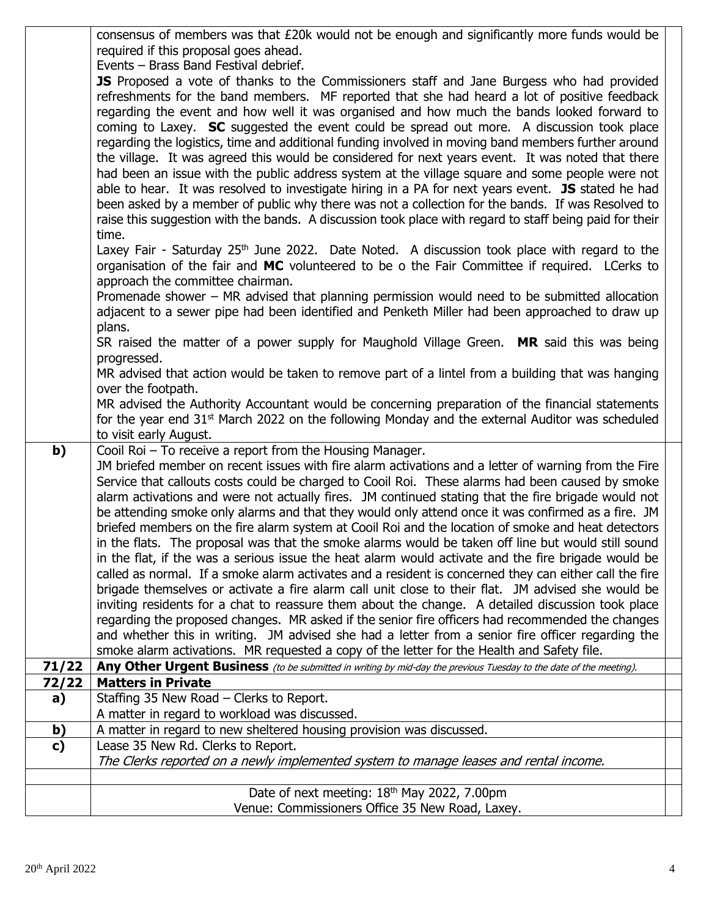| | | |
|---|---|---|
| | consensus of members was that £20k would not be enough and significantly more funds would be required if this proposal goes ahead.<br>Events – Brass Band Festival debrief.<br>**JS** Proposed a vote of thanks to the Commissioners staff and Jane Burgess who had provided refreshments for the band members. MF reported that she had heard a lot of positive feedback regarding the event and how well it was organised and how much the bands looked forward to coming to Laxey. **SC** suggested the event could be spread out more. A discussion took place regarding the logistics, time and additional funding involved in moving band members further around the village. It was agreed this would be considered for next years event. It was noted that there had been an issue with the public address system at the village square and some people were not able to hear. It was resolved to investigate hiring in a PA for next years event. **JS** stated he had been asked by a member of public why there was not a collection for the bands. If was Resolved to raise this suggestion with the bands. A discussion took place with regard to staff being paid for their time.<br>Laxey Fair - Saturday 25th June 2022. Date Noted. A discussion took place with regard to the organisation of the fair and **MC** volunteered to be o the Fair Committee if required. LCerks to approach the committee chairman.<br>Promenade shower – MR advised that planning permission would need to be submitted allocation adjacent to a sewer pipe had been identified and Penketh Miller had been approached to draw up plans.<br>SR raised the matter of a power supply for Maughold Village Green. **MR** said this was being progressed.<br>MR advised that action would be taken to remove part of a lintel from a building that was hanging over the footpath.<br>MR advised the Authority Accountant would be concerning preparation of the financial statements for the year end 31st March 2022 on the following Monday and the external Auditor was scheduled to visit early August. | |
| **b)** | Cooil Roi – To receive a report from the Housing Manager.<br>JM briefed member on recent issues with fire alarm activations and a letter of warning from the Fire Service that callouts costs could be charged to Cooil Roi. These alarms had been caused by smoke alarm activations and were not actually fires. JM continued stating that the fire brigade would not be attending smoke only alarms and that they would only attend once it was confirmed as a fire. JM briefed members on the fire alarm system at Cooil Roi and the location of smoke and heat detectors in the flats. The proposal was that the smoke alarms would be taken off line but would still sound in the flat, if the was a serious issue the heat alarm would activate and the fire brigade would be called as normal. If a smoke alarm activates and a resident is concerned they can either call the fire brigade themselves or activate a fire alarm call unit close to their flat. JM advised she would be inviting residents for a chat to reassure them about the change. A detailed discussion took place regarding the proposed changes. MR asked if the senior fire officers had recommended the changes and whether this in writing. JM advised she had a letter from a senior fire officer regarding the smoke alarm activations. MR requested a copy of the letter for the Health and Safety file. | |
| **71/22** | **Any Other Urgent Business** *(to be submitted in writing by mid-day the previous Tuesday to the date of the meeting).* | |
| **72/22** | **Matters in Private** | |
| **a)** | Staffing 35 New Road – Clerks to Report.<br>A matter in regard to workload was discussed. | |
| **b)** | A matter in regard to new sheltered housing provision was discussed. | |
| **c)** | Lease 35 New Rd. Clerks to Report.<br>*The Clerks reported on a newly implemented system to manage leases and rental income.* | |
| | | |
| | Date of next meeting: 18th May 2022, 7.00pm<br>Venue: Commissioners Office 35 New Road, Laxey. | |